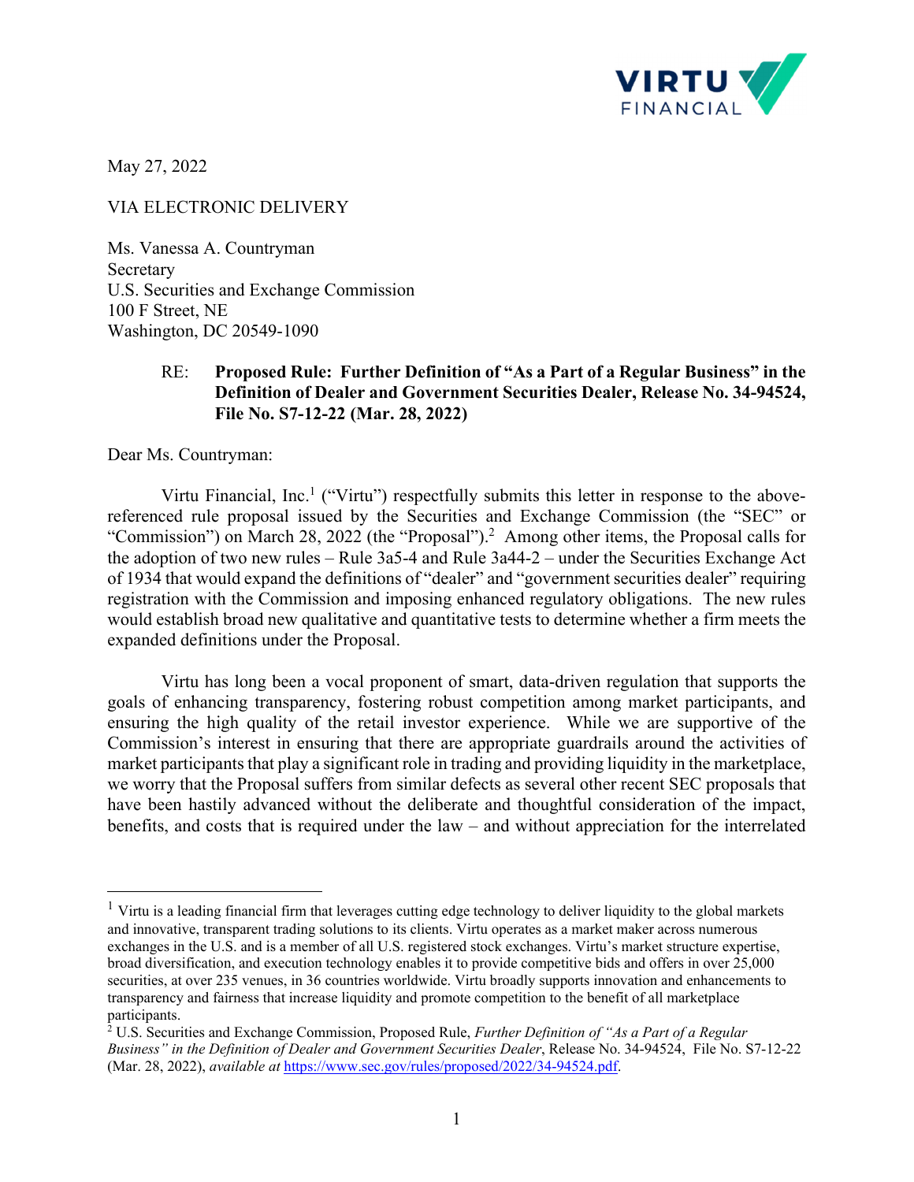May 27, 2022

VIA ELECTRONIC DELIVERY

Ms. Vanessa A. Countryman
Secretary
U.S. Securities and Exchange Commission
100 F Street, NE
Washington, DC 20549-1090

RE: **Proposed Rule: Further Definition of "As a Part of a Regular Business" in the Definition of Dealer and Government Securities Dealer, Release No. 34-94524, File No. S7-12-22 (Mar. 28, 2022)**

Dear Ms. Countryman:

Virtu Financial, Inc.[1] ("Virtu") respectfully submits this letter in response to the above-referenced rule proposal issued by the Securities and Exchange Commission (the "SEC" or "Commission") on March 28, 2022 (the "Proposal").[2] Among other items, the Proposal calls for the adoption of two new rules – Rule 3a5-4 and Rule 3a44-2 – under the Securities Exchange Act of 1934 that would expand the definitions of "dealer" and "government securities dealer" requiring registration with the Commission and imposing enhanced regulatory obligations. The new rules would establish broad new qualitative and quantitative tests to determine whether a firm meets the expanded definitions under the Proposal.

Virtu has long been a vocal proponent of smart, data-driven regulation that supports the goals of enhancing transparency, fostering robust competition among market participants, and ensuring the high quality of the retail investor experience. While we are supportive of the Commission's interest in ensuring that there are appropriate guardrails around the activities of market participants that play a significant role in trading and providing liquidity in the marketplace, we worry that the Proposal suffers from similar defects as several other recent SEC proposals that have been hastily advanced without the deliberate and thoughtful consideration of the impact, benefits, and costs that is required under the law – and without appreciation for the interrelated

---

[1] Virtu is a leading financial firm that leverages cutting edge technology to deliver liquidity to the global markets and innovative, transparent trading solutions to its clients. Virtu operates as a market maker across numerous exchanges in the U.S. and is a member of all U.S. registered stock exchanges. Virtu's market structure expertise, broad diversification, and execution technology enables it to provide competitive bids and offers in over 25,000 securities, at over 235 venues, in 36 countries worldwide. Virtu broadly supports innovation and enhancements to transparency and fairness that increase liquidity and promote competition to the benefit of all marketplace participants.

[2] U.S. Securities and Exchange Commission, Proposed Rule, *Further Definition of "As a Part of a Regular Business" in the Definition of Dealer and Government Securities Dealer*, Release No. 34-94524, File No. S7-12-22 (Mar. 28, 2022), *available at* https://www.sec.gov/rules/proposed/2022/34-94524.pdf.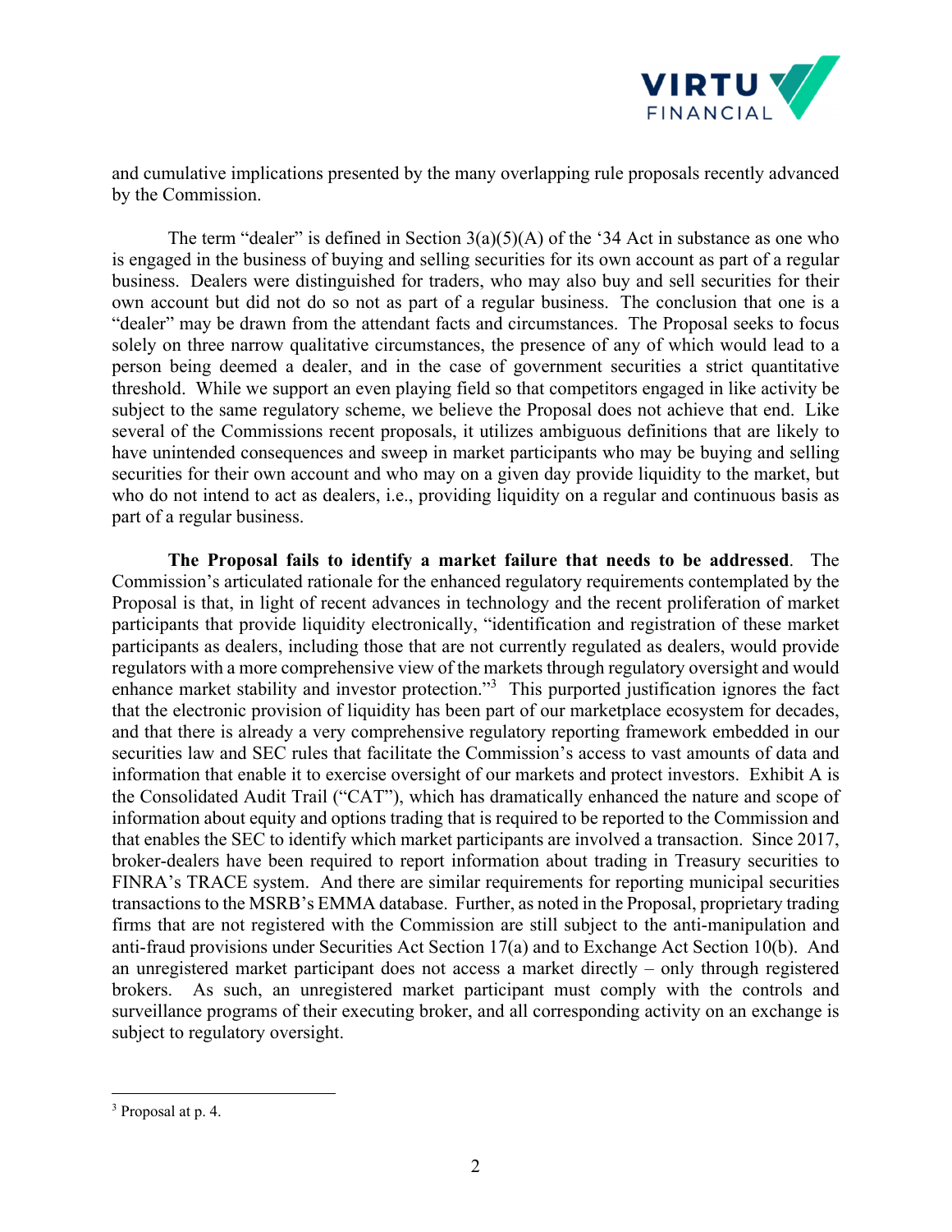and cumulative implications presented by the many overlapping rule proposals recently advanced by the Commission.

The term "dealer" is defined in Section 3(a)(5)(A) of the '34 Act in substance as one who is engaged in the business of buying and selling securities for its own account as part of a regular business. Dealers were distinguished for traders, who may also buy and sell securities for their own account but did not do so not as part of a regular business. The conclusion that one is a "dealer" may be drawn from the attendant facts and circumstances. The Proposal seeks to focus solely on three narrow qualitative circumstances, the presence of any of which would lead to a person being deemed a dealer, and in the case of government securities a strict quantitative threshold. While we support an even playing field so that competitors engaged in like activity be subject to the same regulatory scheme, we believe the Proposal does not achieve that end. Like several of the Commissions recent proposals, it utilizes ambiguous definitions that are likely to have unintended consequences and sweep in market participants who may be buying and selling securities for their own account and who may on a given day provide liquidity to the market, but who do not intend to act as dealers, i.e., providing liquidity on a regular and continuous basis as part of a regular business.

**The Proposal fails to identify a market failure that needs to be addressed**. The Commission's articulated rationale for the enhanced regulatory requirements contemplated by the Proposal is that, in light of recent advances in technology and the recent proliferation of market participants that provide liquidity electronically, "identification and registration of these market participants as dealers, including those that are not currently regulated as dealers, would provide regulators with a more comprehensive view of the markets through regulatory oversight and would enhance market stability and investor protection."[3] This purported justification ignores the fact that the electronic provision of liquidity has been part of our marketplace ecosystem for decades, and that there is already a very comprehensive regulatory reporting framework embedded in our securities law and SEC rules that facilitate the Commission's access to vast amounts of data and information that enable it to exercise oversight of our markets and protect investors. Exhibit A is the Consolidated Audit Trail ("CAT"), which has dramatically enhanced the nature and scope of information about equity and options trading that is required to be reported to the Commission and that enables the SEC to identify which market participants are involved a transaction. Since 2017, broker-dealers have been required to report information about trading in Treasury securities to FINRA's TRACE system. And there are similar requirements for reporting municipal securities transactions to the MSRB's EMMA database. Further, as noted in the Proposal, proprietary trading firms that are not registered with the Commission are still subject to the anti-manipulation and anti-fraud provisions under Securities Act Section 17(a) and to Exchange Act Section 10(b). And an unregistered market participant does not access a market directly – only through registered brokers. As such, an unregistered market participant must comply with the controls and surveillance programs of their executing broker, and all corresponding activity on an exchange is subject to regulatory oversight.

---

[3] Proposal at p. 4.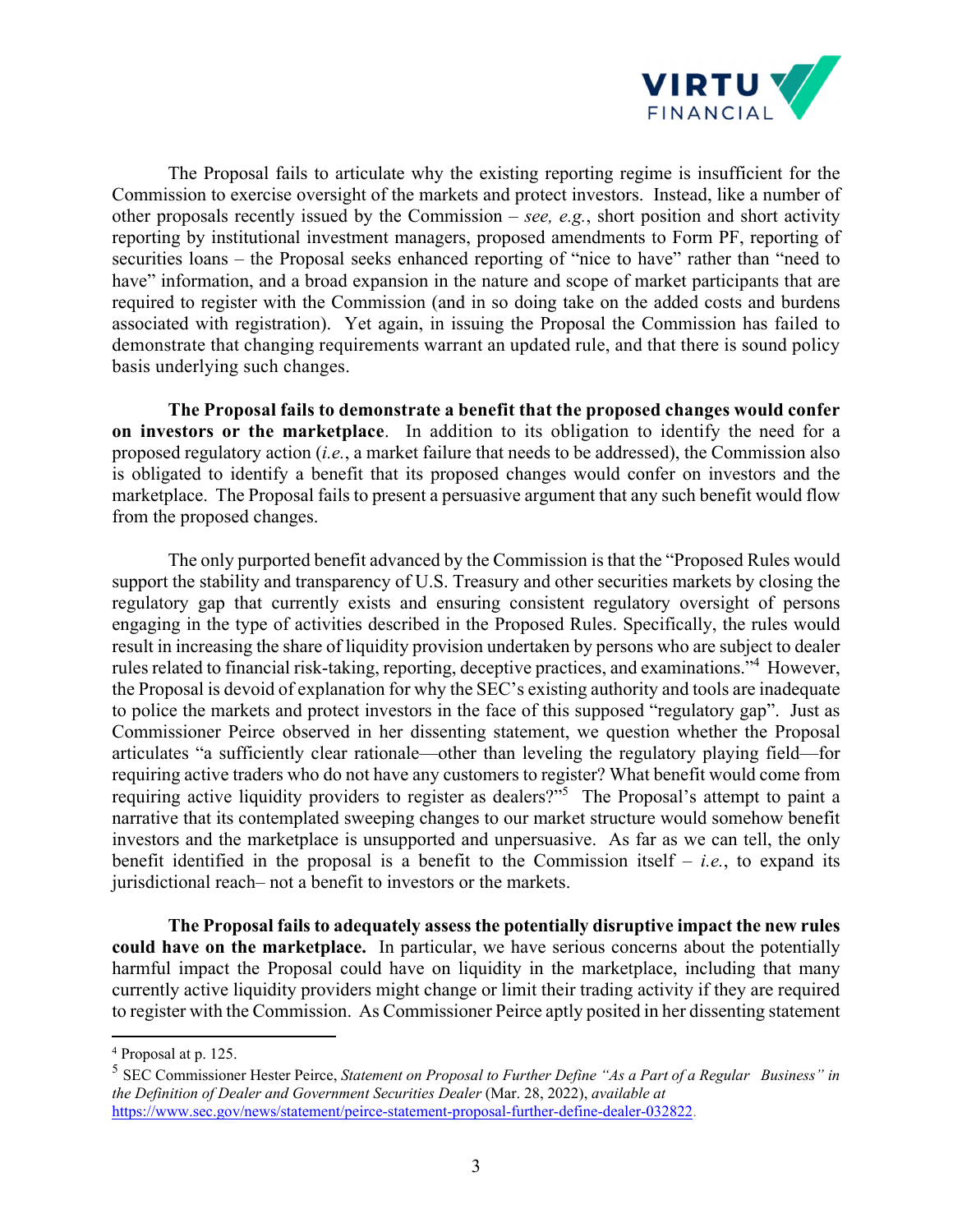The Proposal fails to articulate why the existing reporting regime is insufficient for the Commission to exercise oversight of the markets and protect investors. Instead, like a number of other proposals recently issued by the Commission – *see, e.g.*, short position and short activity reporting by institutional investment managers, proposed amendments to Form PF, reporting of securities loans – the Proposal seeks enhanced reporting of "nice to have" rather than "need to have" information, and a broad expansion in the nature and scope of market participants that are required to register with the Commission (and in so doing take on the added costs and burdens associated with registration). Yet again, in issuing the Proposal the Commission has failed to demonstrate that changing requirements warrant an updated rule, and that there is sound policy basis underlying such changes.

**The Proposal fails to demonstrate a benefit that the proposed changes would confer on investors or the marketplace**. In addition to its obligation to identify the need for a proposed regulatory action (*i.e.*, a market failure that needs to be addressed), the Commission also is obligated to identify a benefit that its proposed changes would confer on investors and the marketplace. The Proposal fails to present a persuasive argument that any such benefit would flow from the proposed changes.

The only purported benefit advanced by the Commission is that the "Proposed Rules would support the stability and transparency of U.S. Treasury and other securities markets by closing the regulatory gap that currently exists and ensuring consistent regulatory oversight of persons engaging in the type of activities described in the Proposed Rules. Specifically, the rules would result in increasing the share of liquidity provision undertaken by persons who are subject to dealer rules related to financial risk-taking, reporting, deceptive practices, and examinations."[4] However, the Proposal is devoid of explanation for why the SEC's existing authority and tools are inadequate to police the markets and protect investors in the face of this supposed "regulatory gap". Just as Commissioner Peirce observed in her dissenting statement, we question whether the Proposal articulates "a sufficiently clear rationale—other than leveling the regulatory playing field—for requiring active traders who do not have any customers to register? What benefit would come from requiring active liquidity providers to register as dealers?"[5] The Proposal's attempt to paint a narrative that its contemplated sweeping changes to our market structure would somehow benefit investors and the marketplace is unsupported and unpersuasive. As far as we can tell, the only benefit identified in the proposal is a benefit to the Commission itself – *i.e.*, to expand its jurisdictional reach– not a benefit to investors or the markets.

**The Proposal fails to adequately assess the potentially disruptive impact the new rules could have on the marketplace.** In particular, we have serious concerns about the potentially harmful impact the Proposal could have on liquidity in the marketplace, including that many currently active liquidity providers might change or limit their trading activity if they are required to register with the Commission. As Commissioner Peirce aptly posited in her dissenting statement

---

[4] Proposal at p. 125.

[5] SEC Commissioner Hester Peirce, *Statement on Proposal to Further Define "As a Part of a Regular Business" in the Definition of Dealer and Government Securities Dealer* (Mar. 28, 2022), *available at* https://www.sec.gov/news/statement/peirce-statement-proposal-further-define-dealer-032822.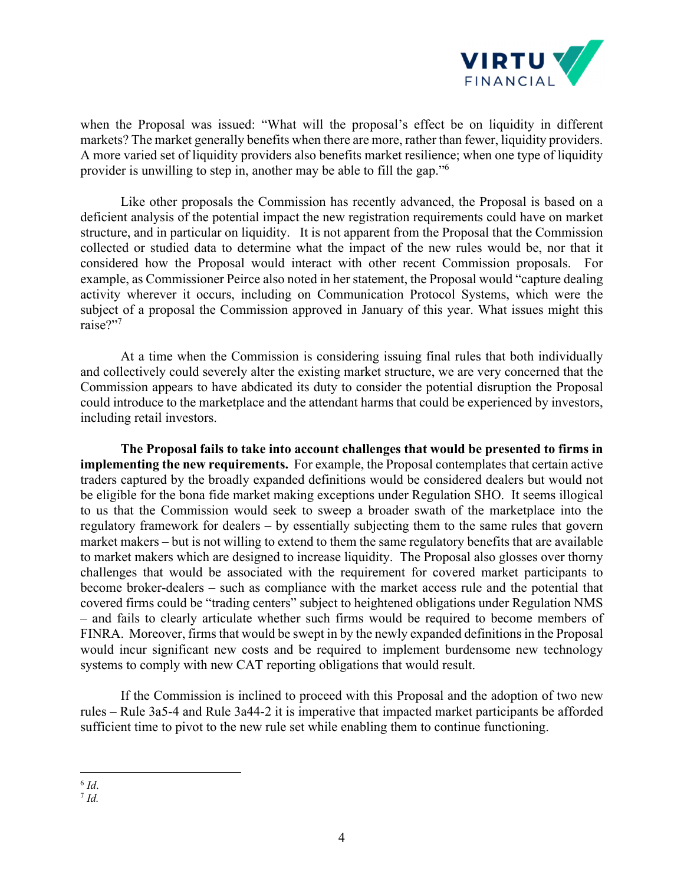when the Proposal was issued: "What will the proposal's effect be on liquidity in different markets? The market generally benefits when there are more, rather than fewer, liquidity providers. A more varied set of liquidity providers also benefits market resilience; when one type of liquidity provider is unwilling to step in, another may be able to fill the gap."[6]

Like other proposals the Commission has recently advanced, the Proposal is based on a deficient analysis of the potential impact the new registration requirements could have on market structure, and in particular on liquidity. It is not apparent from the Proposal that the Commission collected or studied data to determine what the impact of the new rules would be, nor that it considered how the Proposal would interact with other recent Commission proposals. For example, as Commissioner Peirce also noted in her statement, the Proposal would "capture dealing activity wherever it occurs, including on Communication Protocol Systems, which were the subject of a proposal the Commission approved in January of this year. What issues might this raise?"[7]

At a time when the Commission is considering issuing final rules that both individually and collectively could severely alter the existing market structure, we are very concerned that the Commission appears to have abdicated its duty to consider the potential disruption the Proposal could introduce to the marketplace and the attendant harms that could be experienced by investors, including retail investors.

**The Proposal fails to take into account challenges that would be presented to firms in implementing the new requirements.** For example, the Proposal contemplates that certain active traders captured by the broadly expanded definitions would be considered dealers but would not be eligible for the bona fide market making exceptions under Regulation SHO. It seems illogical to us that the Commission would seek to sweep a broader swath of the marketplace into the regulatory framework for dealers – by essentially subjecting them to the same rules that govern market makers – but is not willing to extend to them the same regulatory benefits that are available to market makers which are designed to increase liquidity. The Proposal also glosses over thorny challenges that would be associated with the requirement for covered market participants to become broker-dealers – such as compliance with the market access rule and the potential that covered firms could be "trading centers" subject to heightened obligations under Regulation NMS – and fails to clearly articulate whether such firms would be required to become members of FINRA. Moreover, firms that would be swept in by the newly expanded definitions in the Proposal would incur significant new costs and be required to implement burdensome new technology systems to comply with new CAT reporting obligations that would result.

If the Commission is inclined to proceed with this Proposal and the adoption of two new rules – Rule 3a5-4 and Rule 3a44-2 it is imperative that impacted market participants be afforded sufficient time to pivot to the new rule set while enabling them to continue functioning.

---

[6] *Id*.

[7] *Id.*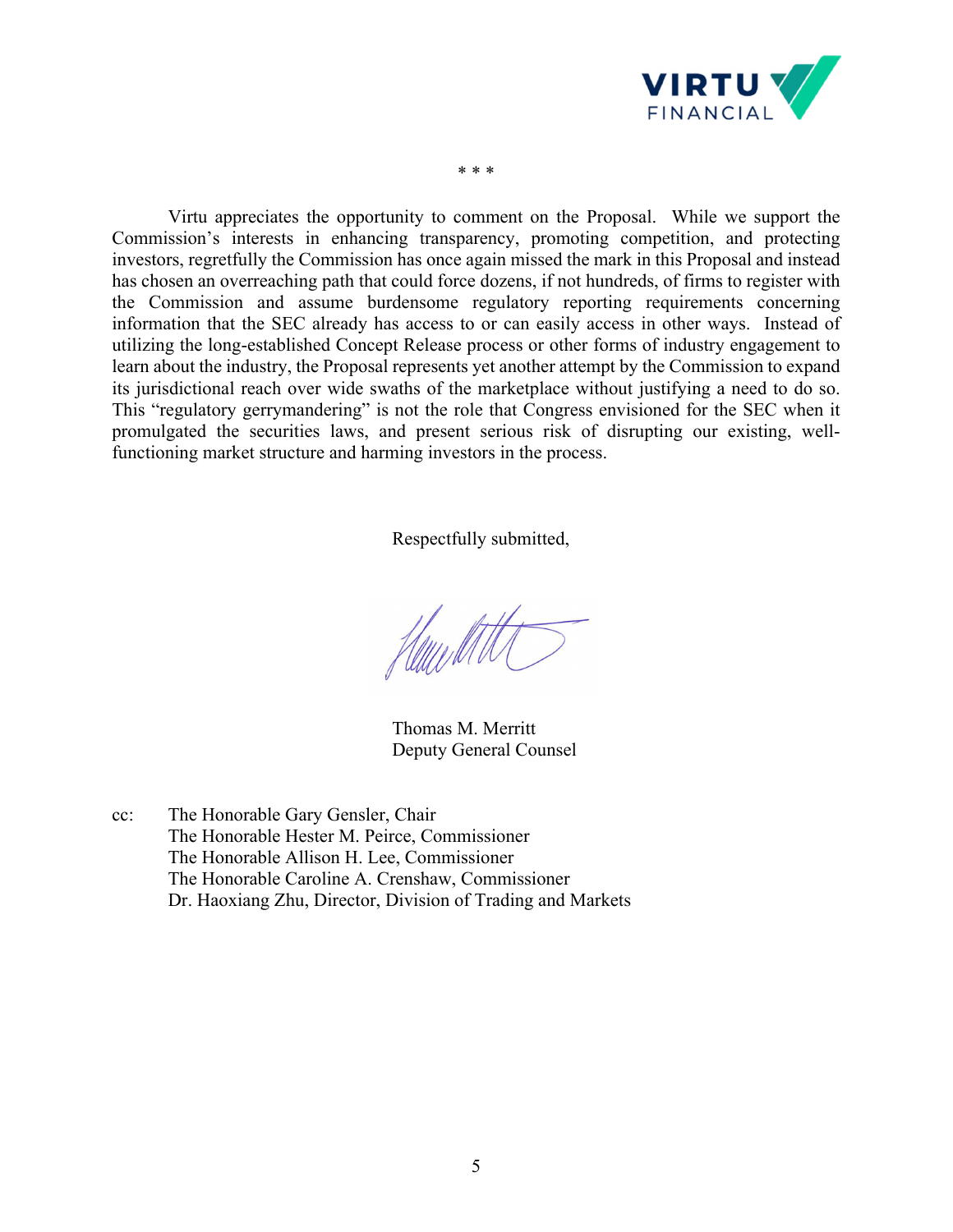\* \* \*

Virtu appreciates the opportunity to comment on the Proposal. While we support the Commission's interests in enhancing transparency, promoting competition, and protecting investors, regretfully the Commission has once again missed the mark in this Proposal and instead has chosen an overreaching path that could force dozens, if not hundreds, of firms to register with the Commission and assume burdensome regulatory reporting requirements concerning information that the SEC already has access to or can easily access in other ways. Instead of utilizing the long-established Concept Release process or other forms of industry engagement to learn about the industry, the Proposal represents yet another attempt by the Commission to expand its jurisdictional reach over wide swaths of the marketplace without justifying a need to do so. This "regulatory gerrymandering" is not the role that Congress envisioned for the SEC when it promulgated the securities laws, and present serious risk of disrupting our existing, well-functioning market structure and harming investors in the process.

Respectfully submitted,

Thomas M. Merritt
Deputy General Counsel

cc: The Honorable Gary Gensler, Chair
The Honorable Hester M. Peirce, Commissioner
The Honorable Allison H. Lee, Commissioner
The Honorable Caroline A. Crenshaw, Commissioner
Dr. Haoxiang Zhu, Director, Division of Trading and Markets